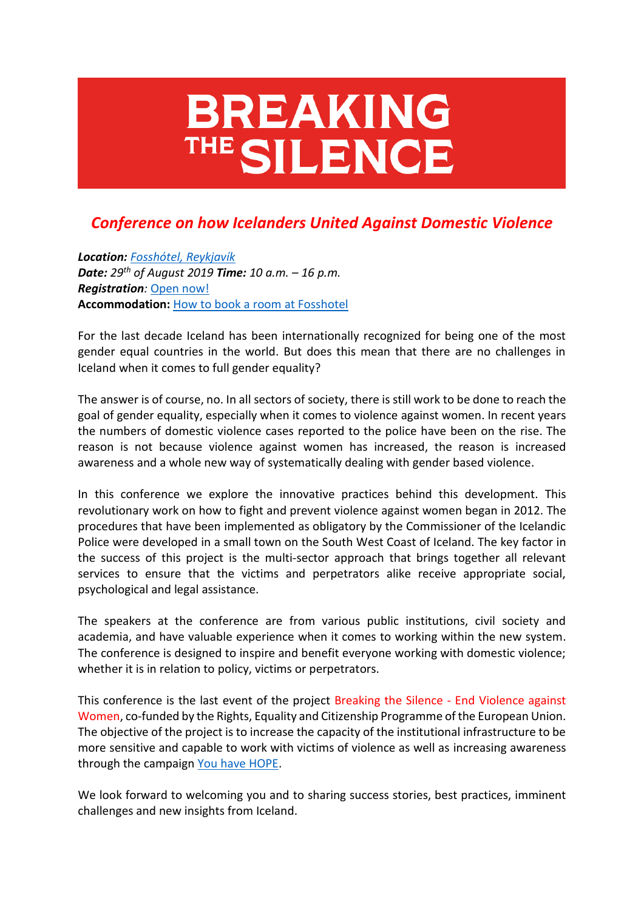# BREAKING THE SILENCE

## *Conference on how Icelanders United Against Domestic Violence*

***Location:*** *Fosshótel, Reykjavík*
***Date:*** *29th of August 2019* ***Time:*** *10 a.m. – 16 p.m.*
***Registration****:* Open now!
**Accommodation:** How to book a room at Fosshotel

For the last decade Iceland has been internationally recognized for being one of the most gender equal countries in the world. But does this mean that there are no challenges in Iceland when it comes to full gender equality?

The answer is of course, no. In all sectors of society, there is still work to be done to reach the goal of gender equality, especially when it comes to violence against women. In recent years the numbers of domestic violence cases reported to the police have been on the rise. The reason is not because violence against women has increased, the reason is increased awareness and a whole new way of systematically dealing with gender based violence.

In this conference we explore the innovative practices behind this development. This revolutionary work on how to fight and prevent violence against women began in 2012. The procedures that have been implemented as obligatory by the Commissioner of the Icelandic Police were developed in a small town on the South West Coast of Iceland. The key factor in the success of this project is the multi-sector approach that brings together all relevant services to ensure that the victims and perpetrators alike receive appropriate social, psychological and legal assistance.

The speakers at the conference are from various public institutions, civil society and academia, and have valuable experience when it comes to working within the new system. The conference is designed to inspire and benefit everyone working with domestic violence; whether it is in relation to policy, victims or perpetrators.

This conference is the last event of the project Breaking the Silence - End Violence against Women, co-funded by the Rights, Equality and Citizenship Programme of the European Union. The objective of the project is to increase the capacity of the institutional infrastructure to be more sensitive and capable to work with victims of violence as well as increasing awareness through the campaign You have HOPE.

We look forward to welcoming you and to sharing success stories, best practices, imminent challenges and new insights from Iceland.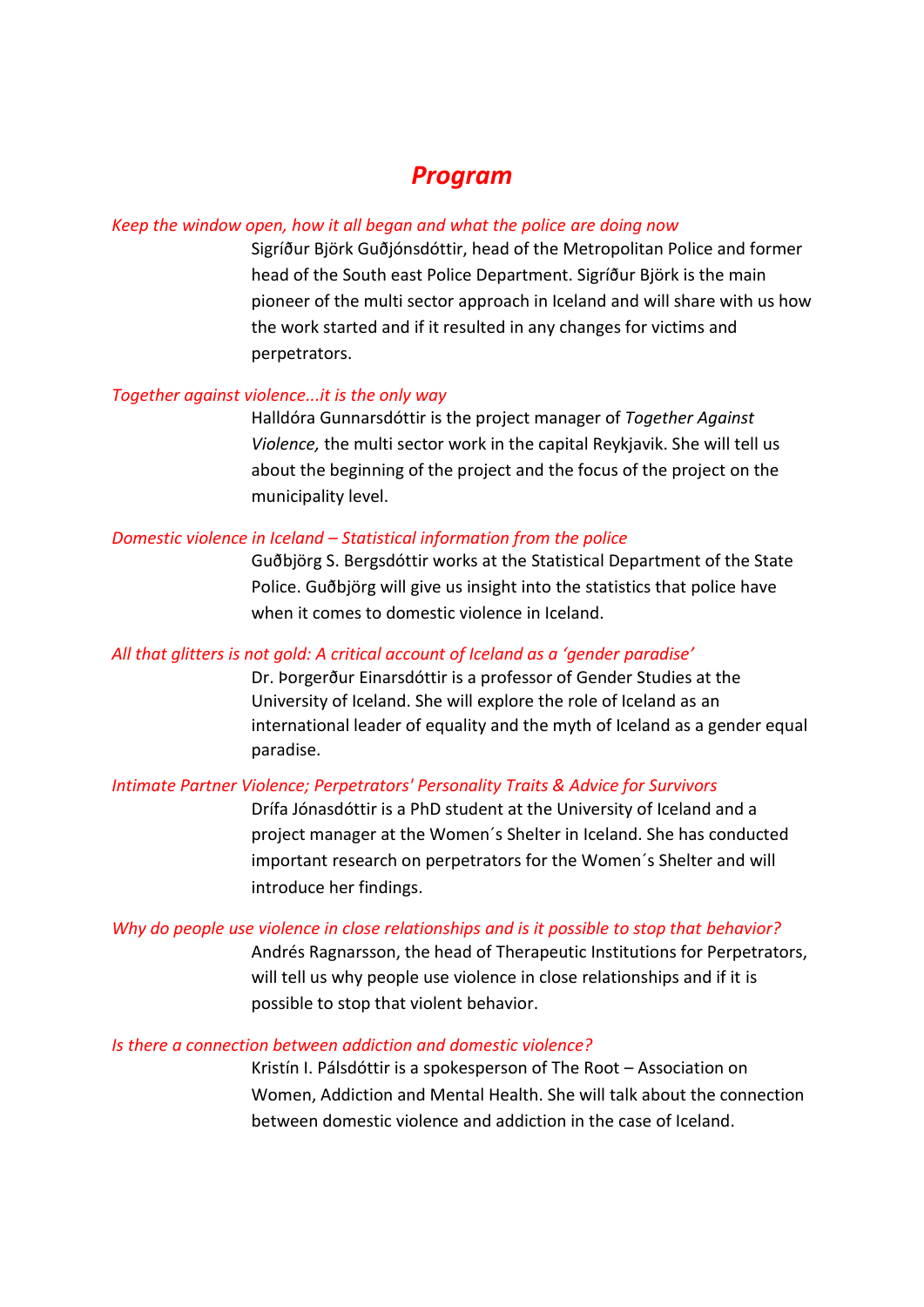# *Program*

*Keep the window open, how it all began and what the police are doing now*

Sigríður Björk Guðjónsdóttir, head of the Metropolitan Police and former head of the South east Police Department. Sigríður Björk is the main pioneer of the multi sector approach in Iceland and will share with us how the work started and if it resulted in any changes for victims and perpetrators.

*Together against violence...it is the only way*

Halldóra Gunnarsdóttir is the project manager of *Together Against Violence,* the multi sector work in the capital Reykjavik. She will tell us about the beginning of the project and the focus of the project on the municipality level.

*Domestic violence in Iceland – Statistical information from the police*

Guðbjörg S. Bergsdóttir works at the Statistical Department of the State Police. Guðbjörg will give us insight into the statistics that police have when it comes to domestic violence in Iceland.

*All that glitters is not gold: A critical account of Iceland as a 'gender paradise'*

Dr. Þorgerður Einarsdóttir is a professor of Gender Studies at the University of Iceland. She will explore the role of Iceland as an international leader of equality and the myth of Iceland as a gender equal paradise.

*Intimate Partner Violence; Perpetrators' Personality Traits & Advice for Survivors*

Drífa Jónasdóttir is a PhD student at the University of Iceland and a project manager at the Women´s Shelter in Iceland. She has conducted important research on perpetrators for the Women´s Shelter and will introduce her findings.

*Why do people use violence in close relationships and is it possible to stop that behavior?*

Andrés Ragnarsson, the head of Therapeutic Institutions for Perpetrators, will tell us why people use violence in close relationships and if it is possible to stop that violent behavior.

*Is there a connection between addiction and domestic violence?*

Kristín I. Pálsdóttir is a spokesperson of The Root – Association on Women, Addiction and Mental Health. She will talk about the connection between domestic violence and addiction in the case of Iceland.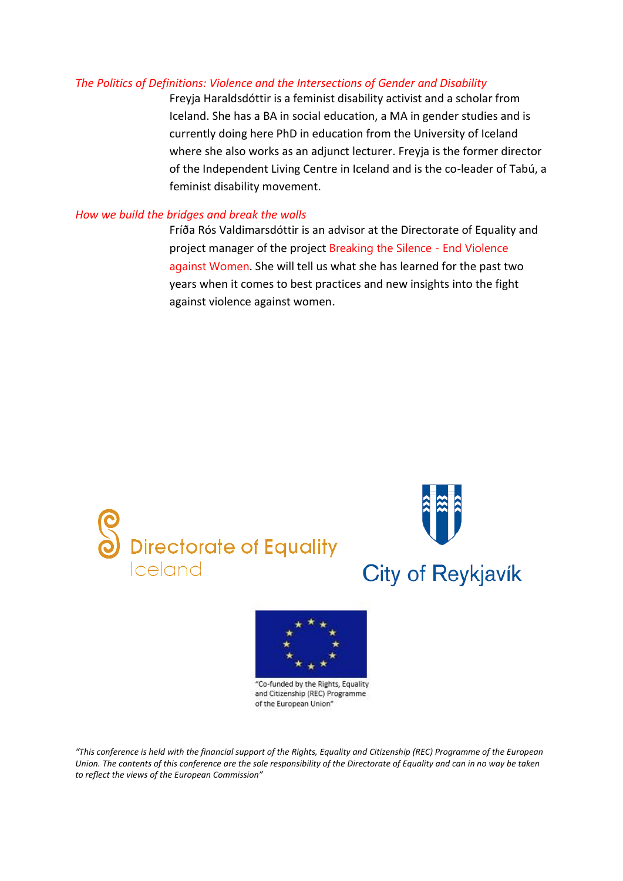*The Politics of Definitions: Violence and the Intersections of Gender and Disability*

Freyja Haraldsdóttir is a feminist disability activist and a scholar from Iceland. She has a BA in social education, a MA in gender studies and is currently doing here PhD in education from the University of Iceland where she also works as an adjunct lecturer. Freyja is the former director of the Independent Living Centre in Iceland and is the co-leader of Tabú, a feminist disability movement.

*How we build the bridges and break the walls*

Fríða Rós Valdimarsdóttir is an advisor at the Directorate of Equality and project manager of the project Breaking the Silence - End Violence against Women. She will tell us what she has learned for the past two years when it comes to best practices and new insights into the fight against violence against women.

Directorate of Equality
Iceland

City of Reykjavík

"Co-funded by the Rights, Equality and Citizenship (REC) Programme of the European Union"

*"This conference is held with the financial support of the Rights, Equality and Citizenship (REC) Programme of the European Union. The contents of this conference are the sole responsibility of the Directorate of Equality and can in no way be taken to reflect the views of the European Commission"*